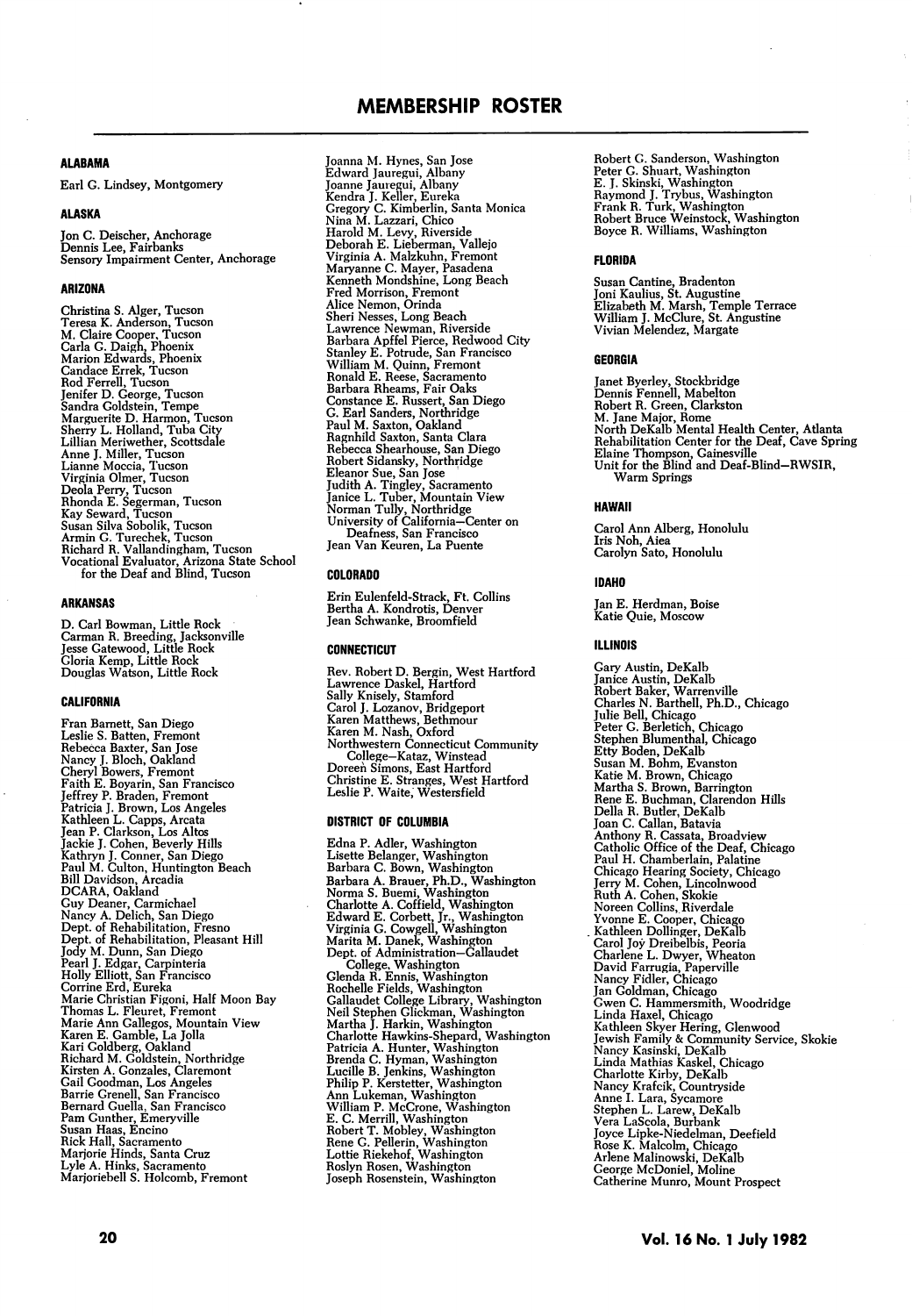# MEMBERSHIP ROSTER

## ALABAMA

Earl G. Lindsey, Montgomery

## ALASKA

Jon C. Deischer, Anchorage
Dennis Lee, Fairbanks
Sensory Impairment Center, Anchorage

## ARIZONA

Christina S. Alger, Tucson
Teresa K. Anderson, Tucson
M. Claire Cooper, Tucson
Carla G. Daigh, Phoenix
Marion Edwards, Phoenix
Candace Errek, Tucson
Rod Ferrell, Tucson
Jenifer D. George, Tucson
Sandra Goldstein, Tempe
Marguerite D. Harmon, Tucson
Sherry L. Holland, Tuba City
Lillian Meriwether, Scottsdale
Anne J. Miller, Tucson
Lianne Moccia, Tucson
Virginia Olmer, Tucson
Deola Perry, Tucson
Rhonda E. Segerman, Tucson
Kay Seward, Tucson
Susan Silva Sobolik, Tucson
Armin G. Turechek, Tucson
Richard R. Vallandingham, Tucson
Vocational Evaluator, Arizona State School for the Deaf and Blind, Tucson

## ARKANSAS

D. Carl Bowman, Little Rock
Carman R. Breeding, Jacksonville
Jesse Gatewood, Little Rock
Gloria Kemp, Little Rock
Douglas Watson, Little Rock

## CALIFORNIA

Fran Barnett, San Diego
Leslie S. Batten, Fremont
Rebecca Baxter, San Jose
Nancy J. Bloch, Oakland
Cheryl Bowers, Fremont
Faith E. Boyarin, San Francisco
Jeffrey P. Braden, Fremont
Patricia J. Brown, Los Angeles
Kathleen L. Capps, Arcata
Jean P. Clarkson, Los Altos
Jackie J. Cohen, Beverly Hills
Kathryn J. Conner, San Diego
Paul M. Culton, Huntington Beach
Bill Davidson, Arcadia
DCARA, Oakland
Guy Deaner, Carmichael
Nancy A. Delich, San Diego
Dept. of Rehabilitation, Fresno
Dept. of Rehabilitation, Pleasant Hill
Jody M. Dunn, San Diego
Pearl J. Edgar, Carpinteria
Holly Elliott, San Francisco
Corrine Erd, Eureka
Marie Christian Figoni, Half Moon Bay
Thomas L. Fleuret, Fremont
Marie Ann Gallegos, Mountain View
Karen E. Gamble, La Jolla
Kari Goldberg, Oakland
Richard M. Goldstein, Northridge
Kirsten A. Gonzales, Claremont
Gail Goodman, Los Angeles
Barrie Grenell, San Francisco
Bernard Guella, San Francisco
Pam Gunther, Emeryville
Susan Haas, Encino
Rick Hall, Sacramento
Marjorie Hinds, Santa Cruz
Lyle A. Hinks, Sacramento
Marjoriebell S. Holcomb, Fremont
Joanna M. Hynes, San Jose
Edward Jauregui, Albany
Joanne Jauregui, Albany
Kendra J. Keller, Eureka
Gregory C. Kimberlin, Santa Monica
Nina M. Lazzari, Chico
Harold M. Levy, Riverside
Deborah E. Lieberman, Vallejo
Virginia A. Malzkuhn, Fremont
Maryanne C. Mayer, Pasadena
Kenneth Mondshine, Long Beach
Fred Morrison, Fremont
Alice Nemon, Orinda
Sheri Nesses, Long Beach
Lawrence Newman, Riverside
Barbara Apffel Pierce, Redwood City
Stanley E. Potrude, San Francisco
William M. Quinn, Fremont
Ronald E. Reese, Sacramento
Barbara Rheams, Fair Oaks
Constance E. Russert, San Diego
G. Earl Sanders, Northridge
Paul M. Saxton, Oakland
Ragnhild Saxton, Santa Clara
Rebecca Shearhouse, San Diego
Robert Sidansky, Northridge
Eleanor Sue, San Jose
Judith A. Tingley, Sacramento
Janice L. Tuber, Mountain View
Norman Tully, Northridge
University of California—Center on Deafness, San Francisco
Jean Van Keuren, La Puente

## COLORADO

Erin Eulenfeld-Strack, Ft. Collins
Bertha A. Kondrotis, Denver
Jean Schwanke, Broomfield

## CONNECTICUT

Rev. Robert D. Bergin, West Hartford
Lawrence Daskel, Hartford
Sally Knisely, Stamford
Carol J. Lozanov, Bridgeport
Karen Matthews, Bethmour
Karen M. Nash, Oxford
Northwestern Connecticut Community College—Kataz, Winstead
Doreen Simons, East Hartford
Christine E. Stranges, West Hartford
Leslie P. Waite, Westersfield

## DISTRICT OF COLUMBIA

Edna P. Adler, Washington
Lisette Belanger, Washington
Barbara C. Bown, Washington
Barbara A. Brauer, Ph.D., Washington
Norma S. Buemi, Washington
Charlotte A. Coffield, Washington
Edward E. Corbett, Jr., Washington
Virginia G. Cowgell, Washington
Marita M. Danek, Washington
Dept. of Administration—Gallaudet College, Washington
Glenda R. Ennis, Washington
Rochelle Fields, Washington
Gallaudet College Library, Washington
Neil Stephen Glickman, Washington
Martha J. Harkin, Washington
Charlotte Hawkins-Shepard, Washington
Patricia A. Hunter, Washington
Brenda C. Hyman, Washington
Lucille B. Jenkins, Washington
Philip P. Kerstetter, Washington
Ann Lukeman, Washington
William P. McCrone, Washington
E. C. Merrill, Washington
Robert T. Mobley, Washington
Rene G. Pellerin, Washington
Lottie Riekehof, Washington
Roslyn Rosen, Washington
Joseph Rosenstein, Washington
Robert G. Sanderson, Washington
Peter G. Shuart, Washington
E. J. Skinski, Washington
Raymond J. Trybus, Washington
Frank R. Turk, Washington
Robert Bruce Weinstock, Washington
Boyce R. Williams, Washington

## FLORIDA

Susan Cantine, Bradenton
Joni Kaulius, St. Augustine
Elizabeth M. Marsh, Temple Terrace
William J. McClure, St. Angustine
Vivian Melendez, Margate

## GEORGIA

Janet Byerley, Stockbridge
Dennis Fennell, Mabelton
Robert R. Green, Clarkston
M. Jane Major, Rome
North DeKalb Mental Health Center, Atlanta
Rehabilitation Center for the Deaf, Cave Spring
Elaine Thompson, Gainesville
Unit for the Blind and Deaf-Blind—RWSIR, Warm Springs

## HAWAII

Carol Ann Alberg, Honolulu
Iris Noh, Aiea
Carolyn Sato, Honolulu

## IDAHO

Jan E. Herdman, Boise
Katie Quie, Moscow

## ILLINOIS

Gary Austin, DeKalb
Janice Austin, DeKalb
Robert Baker, Warrenville
Charles N. Barthell, Ph.D., Chicago
Julie Bell, Chicago
Peter G. Berletich, Chicago
Stephen Blumenthal, Chicago
Etty Boden, DeKalb
Susan M. Bohm, Evanston
Katie M. Brown, Chicago
Martha S. Brown, Barrington
Rene E. Buchman, Clarendon Hills
Della R. Butler, DeKalb
Joan C. Callan, Batavia
Anthony R. Cassata, Broadview
Catholic Office of the Deaf, Chicago
Paul H. Chamberlain, Palatine
Chicago Hearing Society, Chicago
Jerry M. Cohen, Lincolnwood
Ruth A. Cohen, Skokie
Noreen Collins, Riverdale
Yvonne E. Cooper, Chicago
Kathleen Dollinger, DeKalb
Carol Joy Dreibelbis, Peoria
Charlene L. Dwyer, Wheaton
David Farrugia, Paperville
Nancy Fidler, Chicago
Jan Goldman, Chicago
Gwen C. Hammersmith, Woodridge
Linda Haxel, Chicago
Kathleen Skyer Hering, Glenwood
Jewish Family & Community Service, Skokie
Nancy Kasinski, DeKalb
Linda Mathias Kaskel, Chicago
Charlotte Kirby, DeKalb
Nancy Krafcik, Countryside
Anne I. Lara, Sycamore
Stephen L. Larew, DeKalb
Vera LaScola, Burbank
Joyce Lipke-Niedelman, Deefield
Rose K. Malcolm, Chicago
Arlene Malinowski, DeKalb
George McDoniel, Moline
Catherine Munro, Mount Prospect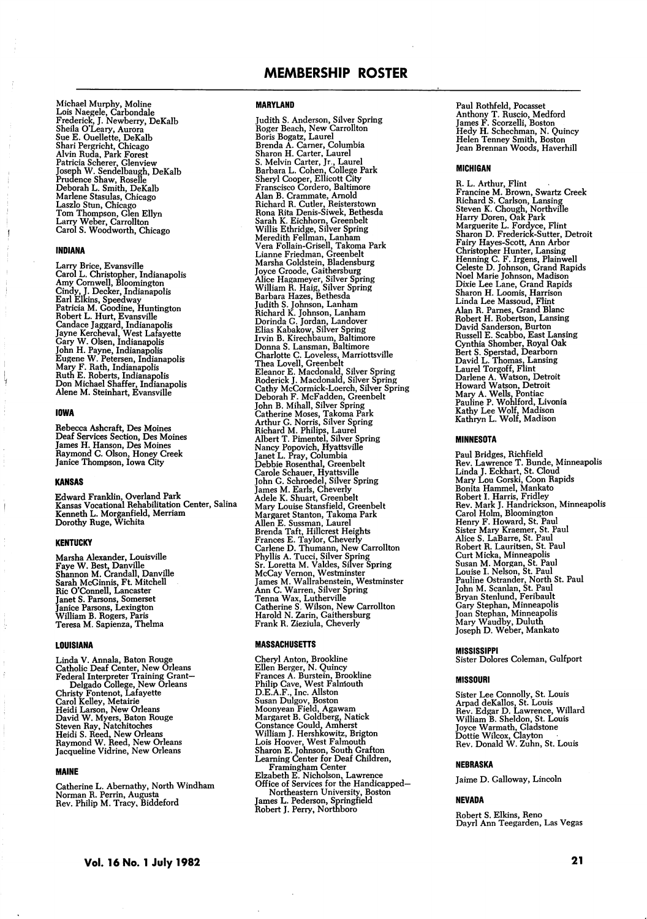# MEMBERSHIP ROSTER

Michael Murphy, Moline
Lois Naegele, Carbondale
Frederick J. Newberry, DeKalb
Sheila O'Leary, Aurora
Sue E. Ouellette, DeKalb
Shari Pergricht, Chicago
Alvin Ruda, Park Forest
Patricia Scherer, Glenview
Joseph W. Sendelbaugh, DeKalb
Prudence Shaw, Roselle
Deborah L. Smith, DeKalb
Marlene Stasulas, Chicago
Laszlo Stun, Chicago
Tom Thompson, Glen Ellyn
Larry Weber, Carrollton
Carol S. Woodworth, Chicago

### INDIANA

Larry Brice, Evansville
Carol L. Christopher, Indianapolis
Amy Cornwell, Bloomington
Cindy J. Decker, Indianapolis
Earl Elkins, Speedway
Patricia M. Goodine, Huntington
Robert L. Hurt, Evansville
Candace Jaggard, Indianapolis
Jayne Kercheval, West Lafayette
Gary W. Olsen, Indianapolis
John H. Payne, Indianapolis
Eugene W. Petersen, Indianapolis
Mary F. Rath, Indianapolis
Ruth E. Roberts, Indianapolis
Don Michael Shaffer, Indianapolis
Alene M. Steinhart, Evansville

### IOWA

Rebecca Ashcraft, Des Moines
Deaf Services Section, Des Moines
James H. Hanson, Des Moines
Raymond C. Olson, Honey Creek
Janice Thompson, Iowa City

### KANSAS

Edward Franklin, Overland Park
Kansas Vocational Rehabilitation Center, Salina
Kenneth L. Morganfield, Merriam
Dorothy Ruge, Wichita

### KENTUCKY

Marsha Alexander, Louisville
Faye W. Best, Danville
Shannon M. Crandall, Danville
Sarah McGinnis, Ft. Mitchell
Ric O'Connell, Lancaster
Janet S. Parsons, Somerset
Janice Parsons, Lexington
William B. Rogers, Paris
Teresa M. Sapienza, Thelma

### LOUISIANA

Linda V. Annala, Baton Rouge
Catholic Deaf Center, New Orleans
Federal Interpreter Training Grant—
Delgado College, New Orleans
Christy Fontenot, Lafayette
Carol Kelley, Metairie
Heidi Larson, New Orleans
David W. Myers, Baton Rouge
Steven Ray, Natchitoches
Heidi S. Reed, New Orleans
Raymond W. Reed, New Orleans
Jacqueline Vidrine, New Orleans

### MAINE

Catherine L. Abernathy, North Windham
Norman R. Perrin, Augusta
Rev. Philip M. Tracy, Biddeford

### MARYLAND

Judith S. Anderson, Silver Spring
Roger Beach, New Carrollton
Boris Bogatz, Laurel
Brenda A. Carner, Columbia
Sharon H. Carter, Laurel
S. Melvin Carter, Jr., Laurel
Barbara L. Cohen, College Park
Sheryl Cooper, Ellicott City
Franscisco Cordero, Baltimore
Alan B. Crammate, Arnold
Richard R. Cutler, Reisterstown
Rona Rita Denis-Siwek, Bethesda
Sarah K. Eichhorn, Greenbelt
Willis Ethridge, Silver Spring
Meredith Fellman, Lanham
Vera Follain-Grisell, Takoma Park
Lianne Friedman, Greenbelt
Marsha Goldstein, Bladensburg
Joyce Groode, Gaithersburg
Alice Hagameyer, Silver Spring
William R. Haig, Silver Spring
Barbara Hazes, Bethesda
Judith S. Johnson, Lanham
Richard K. Johnson, Lanham
Dorinda G. Jordan, Landover
Elias Kabakow, Silver Spring
Irvin B. Kirechbaum, Baltimore
Donna S. Lansman, Baltimore
Charlotte C. Loveless, Marriottsville
Thea Lovell, Greenbelt
Eleanor E. Macdonald, Silver Spring
Roderick J. Macdonald, Silver Spring
Cathy McCormick-Loerch, Silver Spring
Deborah F. McFadden, Greenbelt
John B. Mihall, Silver Spring
Catherine Moses, Takoma Park
Arthur G. Norris, Silver Spring
Richard M. Philips, Laurel
Albert T. Pimentel, Silver Spring
Nancy Popovich, Hyattsville
Janet L. Pray, Columbia
Debbie Rosenthal, Greenbelt
Carole Schauer, Hyattsville
John G. Schroedel, Silver Spring
James M. Earls, Cheverly
Adele K. Shuart, Greenbelt
Mary Louise Stansfield, Greenbelt
Margaret Stanton, Takoma Park
Allen E. Sussman, Laurel
Brenda Taft, Hillcrest Heights
Frances E. Taylor, Cheverly
Carlene D. Thumann, New Carrollton
Phyllis A. Tucci, Silver Spring
Sr. Loretta M. Valdes, Silver Spring
McCay Vernon, Westminster
James M. Wallrabenstein, Westminster
Ann C. Warren, Silver Spring
Tenna Wax, Lutherville
Catherine S. Wilson, New Carrollton
Harold N. Zarin, Gaithersburg
Frank R. Zieziula, Cheverly

### MASSACHUSETTS

Cheryl Anton, Brookline
Ellen Berger, N. Quincy
Frances A. Burstein, Brookline
Philip Cave, West Falmouth
D.E.A.F., Inc. Allston
Susan Dulgov, Boston
Moonyean Field, Agawam
Margaret B. Goldberg, Natick
Constance Gould, Amherst
William J. Hershkowitz, Brigton
Lois Hoover, West Falmouth
Sharon E. Johnson, South Grafton
Learning Center for Deaf Children,
Framingham Center
Elzabeth E. Nicholson, Lawrence
Office of Services for the Handicapped—
Northeastern University, Boston
James L. Pederson, Springfield
Robert J. Perry, Northboro
Paul Rothfeld, Pocasset
Anthony T. Ruscio, Medford
James F. Scorzelli, Boston
Hedy H. Schechman, N. Quincy
Helen Tenney Smith, Boston
Jean Brennan Woods, Haverhill

### MICHIGAN

R. L. Arthur, Flint
Francine M. Brown, Swartz Creek
Richard S. Carlson, Lansing
Steven K. Chough, Northville
Harry Doren, Oak Park
Marguerite L. Fordyce, Flint
Sharon D. Frederick-Sutter, Detroit
Fairy Hayes-Scott, Ann Arbor
Christopher Hunter, Lansing
Henning C. F. Irgens, Plainwell
Celeste D. Johnson, Grand Rapids
Noel Marie Johnson, Madison
Dixie Lee Lane, Grand Rapids
Sharon H. Loomis, Harrison
Linda Lee Massoud, Flint
Alan R. Parnes, Grand Blanc
Robert H. Robertson, Lansing
David Sanderson, Burton
Russell E. Scabbo, East Lansing
Cynthia Shomber, Royal Oak
Bert S. Sperstad, Dearborn
David L. Thomas, Lansing
Laurel Torgoff, Flint
Darlene A. Watson, Detroit
Howard Watson, Detroit
Mary A. Wells, Pontiac
Pauline P. Wohlford, Livonia
Kathy Lee Wolf, Madison
Kathryn L. Wolf, Madison

### MINNESOTA

Paul Bridges, Richfield
Rev. Lawrence T. Bunde, Minneapolis
Linda J. Eckhart, St. Cloud
Mary Lou Gorski, Coon Rapids
Bonita Hammel, Mankato
Robert I. Harris, Fridley
Rev. Mark J. Handrickson, Minneapolis
Carol Holm, Bloomington
Henry F. Howard, St. Paul
Sister Mary Kraemer, St. Paul
Alice S. LaBarre, St. Paul
Robert R. Lauritsen, St. Paul
Curt Micka, Minneapolis
Susan M. Morgan, St. Paul
Louise I. Nelson, St. Paul
Pauline Ostrander, North St. Paul
John M. Scanlan, St. Paul
Bryan Stenlund, Feribault
Gary Stephan, Minneapolis
Joan Stephan, Minneapolis
Mary Waudby, Duluth
Joseph D. Weber, Mankato

### MISSISSIPPI

Sister Dolores Coleman, Gulfport

### MISSOURI

Sister Lee Connolly, St. Louis
Arpad deKallos, St. Louis
Rev. Edgar D. Lawrence, Willard
William B. Sheldon, St. Louis
Joyce Warmath, Gladstone
Dottie Wilcox, Clayton
Rev. Donald W. Zuhn, St. Louis

### NEBRASKA

Jaime D. Galloway, Lincoln

### NEVADA

Robert S. Elkins, Reno
Dayrl Ann Teegarden, Las Vegas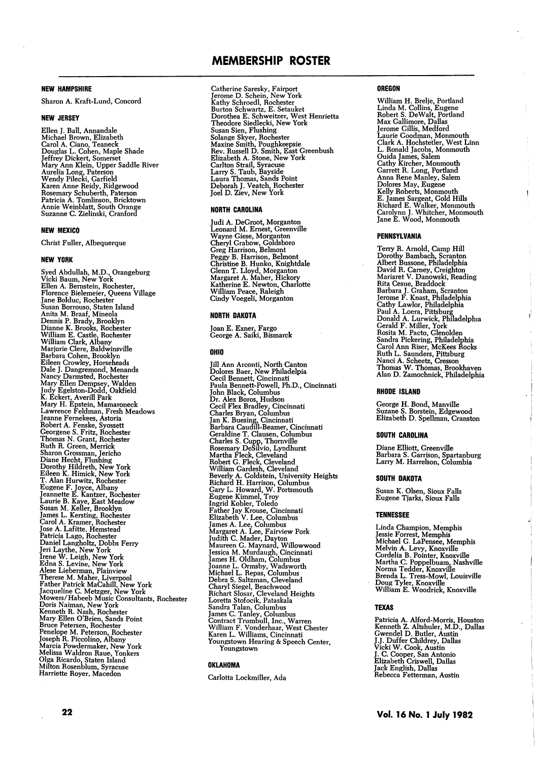# MEMBERSHIP ROSTER

## NEW HAMPSHIRE

Sharon A. Kraft-Lund, Concord

## NEW JERSEY

Ellen J. Ball, Annandale
Michael Brown, Elizabeth
Carol A. Ciano, Teaneck
Douglas L. Cohen, Maple Shade
Jeffrey Dickert, Somerset
Mary Ann Klein, Upper Saddle River
Aurelia Long, Paterson
Wendy Pilecki, Garfield
Karen Anne Reidy, Ridgewood
Rosemary Schuberth, Paterson
Patricia A. Tomlinson, Bricktown
Annie Weinblatt, South Orange
Suzanne C. Zielinski, Cranford

## NEW MEXICO

Christ Fuller, Albequerque

## NEW YORK

Syed Abdullah, M.D., Orangeburg
Vicki Baum, New York
Ellen A. Bernstein, Rochester,
Florence Bielemeier, Queens Village
Jane Bolduc, Rochester
Susan Borrouso, Staten Island
Anita M. Braaf, Mineola
Dennis P. Brady, Brooklyn
Dianne K. Brooks, Rochester
William E. Castle, Rochester
William Clark, Albany
Marjorie Clere, Baldwinsville
Barbara Cohen, Brooklyn
Eileen Crowley, Horseheads
Dale J. Dangremond, Menands
Nancy Darmsted, Rochester
Mary Ellen Dempsey, Walden
Judy Egelston-Dodd, Oakfield
K. Eckert, Averill Park
Mary H. Epstein, Mamaroneck
Lawrence Feldman, Fresh Meadows
Jeanne Fernekees, Astoria
Robert A. Fenske, Syossett
Georgene S. Fritz, Rochester
Thomas N. Grant, Rochester
Ruth R. Green, Merrick
Sharon Grossman, Jericho
Diane Hecht, Flushing
Dorothy Hildreth, New York
Eileen K. Himick, New York
T. Alan Hurwitz, Rochester
Eugene F. Joyce, Albany
Jeannette E. Kantzer, Rochester
Laurie B. Kaye, East Meadow
Susan M. Keller, Brooklyn
James L. Kersting, Rochester
Carol A. Kramer, Rochester
Jose A. Lafitte, Hemstead
Patricia Lago, Rochester
Daniel Langholtz, Dobbs Ferry
Jeri Laythe, New York
Irene W. Leigh, New York
Edna S. Levine, New York
Alese Lieberman, Plainview
Therese M. Maher, Liverpool
Father Patrick MaCahill, New York
Jacqueline C. Metzger, New York
Mowers/Habeeb Music Consultants, Rochester
Doris Naiman, New York
Kenneth R. Nash, Rochester
Mary Ellen O'Brien, Sands Point
Bruce Petersen, Rochester
Penelope M. Peterson, Rochester
Joseph R. Piccolino, Albany
Marcia Powdermaker, New York
Melissa Waldron Raue, Yonkers
Olga Ricardo, Staten Island
Milton Rosenblum, Syracuse
Harriette Royer, Macedon
Catherine Saresky, Fairport
Jerome D. Schein, New York
Kathy Schroedl, Rochester
Burton Schwartz, E. Setauket
Dorothea E. Schweitzer, West Henrietta
Theodore Siedlecki, New York
Susan Sien, Flushing
Solange Skyer, Rochester
Maxine Smith, Poughkeepsie
Rev. Russell D. Smith, East Greenbush
Elizabeth A. Stone, New York
Carlton Strail, Syracuse
Larry S. Taub, Bayside
Laura Thomas, Sands Point
Deborah J. Veatch, Rochester
Joel D. Ziev, New York

## NORTH CAROLINA

Judi A. DeGroot, Morganton
Leonard M. Ernest, Greenville
Wayne Giese, Morganton
Cheryl Grabow, Goldsboro
Greg Harrison, Belmont
Peggy B. Harrison, Belmont
Christine B. Hunko, Knightdale
Glenn T. Lloyd, Morganton
Margaret A. Maher, Hickory
Katherine E. Newton, Charlotte
William Peace, Raleigh
Cindy Voegeli, Morganton

## NORTH DAKOTA

Joan E. Exner, Fargo
George A. Saiki, Bismarck

## OHIO

Jill Ann Arconti, North Canton
Dolores Baer, New Philadelphia
Cecil Bennett, Cincinnati
Paula Bennett-Powell, Ph.D., Cincinnati
John Black, Columbus
Dr. Alex Boros, Hudson
Cecil Flex Bradley, Cincinnati
Charles Bryan, Columbus
Jan K. Buesing, Cincinnati
Barbara Caudill-Beamer, Cincinnati
Geraldine T. Clausen, Columbus
Charles S. Cupp, Thornville
Rosemary DeSilvio, Lyndhurst
Martha Fleck, Cleveland
Robert G. Fleck, Cleveland
William Gardesh, Cleveland
Beverly A. Goldstein, University Heights
Richard H. Harrison, Columbus
Gary L. Howard, W. Portsmouth
Eugene Kimmel, Troy
Ingrid Kobler, Toledo
Father Jay Krouse, Cincinnati
Elizabeth V. Lee, Columbus
James A. Lee, Columbus
Margaret A. Lee, Fairview Pork
Judith C. Mader, Dayton
Maureen G. Maynard, Willowwood
Jessica M. Murdaugh, Cincinnati
James H. Oldham, Columbus
Joanne L. Ormsby, Wadsworth
Michael L. Repas, Columbus
Debra S. Saltzman, Cleveland
Charyl Siegel, Beachwood
Richart Slosar, Cleveland Heights
Loretta Stofocik, Pataskala
Sandra Talan, Columbus
James C. Tanley, Columbus
Contract Trumbull, Inc., Warren
William F. Vonderhaar, West Chester
Karen L. Williams, Cincinnati
Youngstown Hearing & Speech Center, Youngstown

## OKLAHOMA

Carlotta Lockmiller, Ada

## OREGON

William H. Brelje, Portland
Linda M. Collins, Eugene
Robert S. DeWalt, Portland
Max Gallimore, Dallas
Jerome Gillis, Medford
Laurie Goodman, Monmouth
Clark A. Hochstetler, West Linn
L. Ronald Jacobs, Monmouth
Ouida James, Salem
Cathy Kircher, Monmouth
Garrett R. Long, Portland
Anna Rene Manley, Salem
Dolores May, Eugene
Kelly Roberts, Monmouth
E. James Sargent, Gold Hills
Richard E. Walker, Monmouth
Carolynn J. Whitcher, Monmouth
Jane E. Wood, Monmouth

## PENNSYLVANIA

Terry R. Arnold, Camp Hill
Dorothy Bambach, Scranton
Albert Bussone, Philadelphia
David R. Carney, Creighton
Mariaret V. Danowski, Reading
Rita Cesue, Braddock
Barbara J. Graham, Scranton
Jerome F. Knast, Philadelphia
Cathy Lawlor, Philadelphia
Paul A. Loera, Pittsburg
Donald A. Lurwick, Philadelphia
Gerald F. Miller, York
Rosita M. Pacto, Glenolden
Sandra Pickering, Philadelphia
Carol Ann Riser, McKees Rocks
Ruth L. Saunders, Pittsburg
Nanci A. Scheetz, Cresson
Thomas W. Thomas, Brookhaven
Alan D. Zamochnick, Philadelphia

## RHODE ISLAND

George H. Bond, Manville
Suzane S. Borstein, Edgewood
Elizabeth D. Spellman, Cranston

## SOUTH CAROLINA

Diane Elliott, Greenville
Barbara S. Garrison, Spartanburg
Larry M. Harrelson, Columbia

## SOUTH DAKOTA

Susan K. Olsen, Sioux Falls
Eugene Tjarks, Sioux Falls

## TENNESSEE

Linda Champion, Memphis
Jessie Forrest, Memphis
Michael G. LaPensee, Memphis
Melvin A. Levy, Knoxville
Cordelia B. Pointer, Knoxville
Martha C. Poppelbuam, Nashville
Norma Tedder, Knoxville
Brenda L. Tress-Mowl, Louisville
Doug Tyler, Knoxville
William E. Woodrick, Knoxville

## TEXAS

Patricia A. Alford-Morris, Houston
Kenneth Z. Altshuler, M.D., Dallas
Gwendel D. Butler, Austin
J.J. Duffer Childrey, Dallas
Vicki W. Cook, Austin
J. C. Cooper, San Antonio
Elizabeth Criswell, Dallas
Jack English, Dallas
Rebecca Fetterman, Austin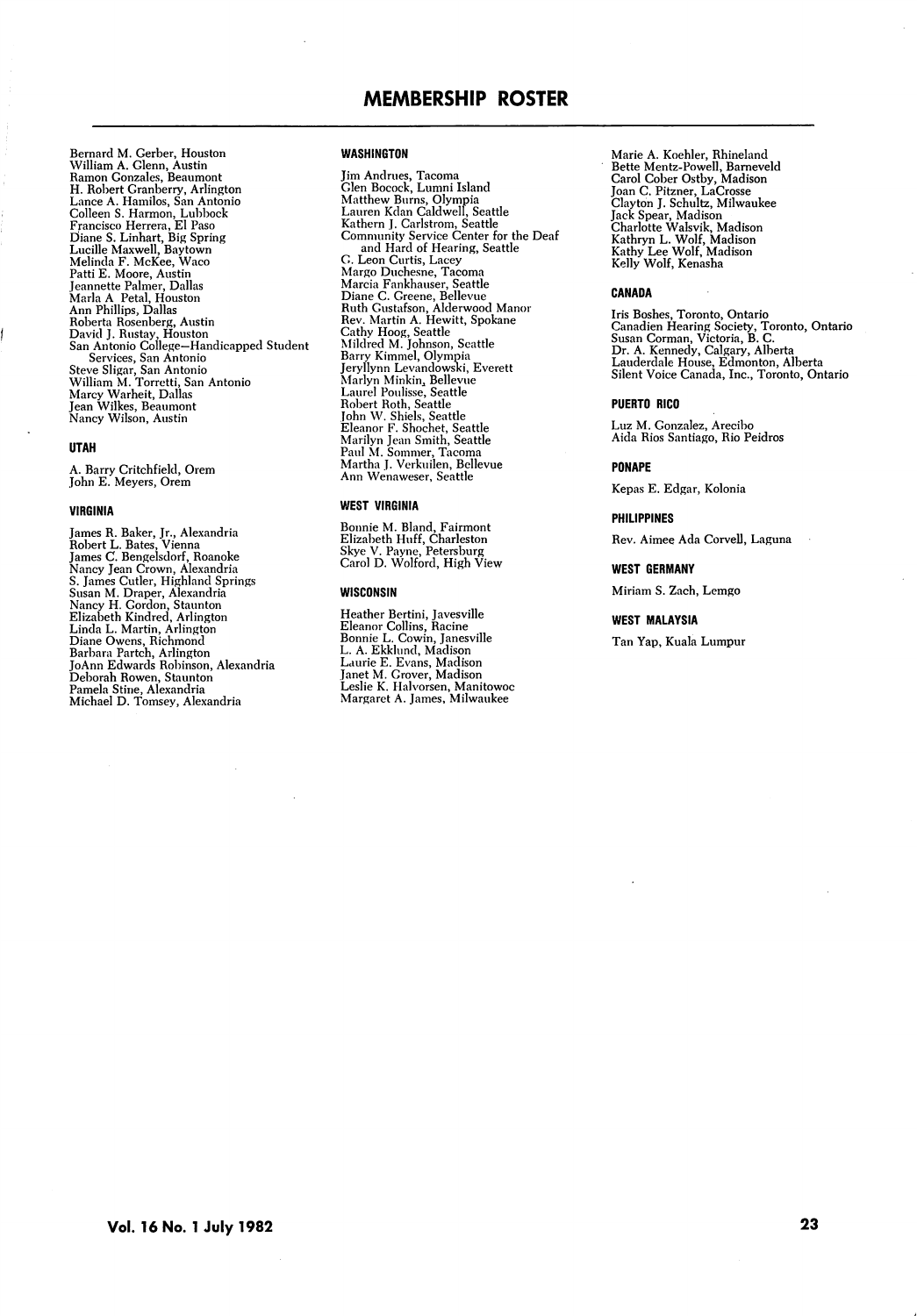# MEMBERSHIP ROSTER

Bernard M. Gerber, Houston
William A. Glenn, Austin
Ramon Gonzales, Beaumont
H. Robert Granberry, Arlington
Lance A. Hamilos, San Antonio
Colleen S. Harmon, Lubbock
Francisco Herrera, El Paso
Diane S. Linhart, Big Spring
Lucille Maxwell, Baytown
Melinda F. McKee, Waco
Patti E. Moore, Austin
Jeannette Palmer, Dallas
Marla A Petal, Houston
Ann Phillips, Dallas
Roberta Rosenberg, Austin
David J. Rustay, Houston
San Antonio College—Handicapped Student Services, San Antonio
Steve Sligar, San Antonio
William M. Torretti, San Antonio
Marcy Warheit, Dallas
Jean Wilkes, Beaumont
Nancy Wilson, Austin

### UTAH

A. Barry Critchfield, Orem
John E. Meyers, Orem

### VIRGINIA

James R. Baker, Jr., Alexandria
Robert L. Bates, Vienna
James C. Bengelsdorf, Roanoke
Nancy Jean Crown, Alexandria
S. James Cutler, Highland Springs
Susan M. Draper, Alexandria
Nancy H. Gordon, Staunton
Elizabeth Kindred, Arlington
Linda L. Martin, Arlington
Diane Owens, Richmond
Barbara Partch, Arlington
JoAnn Edwards Robinson, Alexandria
Deborah Rowen, Staunton
Pamela Stine, Alexandria
Michael D. Tomsey, Alexandria

### WASHINGTON

Jim Andrues, Tacoma
Glen Bocock, Lumni Island
Matthew Burns, Olympia
Lauren Kdan Caldwell, Seattle
Kathern J. Carlstrom, Seattle
Community Service Center for the Deaf and Hard of Hearing, Seattle
G. Leon Curtis, Lacey
Margo Duchesne, Tacoma
Marcia Fankhauser, Seattle
Diane C. Greene, Bellevue
Ruth Gustafson, Alderwood Manor
Rev. Martin A. Hewitt, Spokane
Cathy Hoog, Seattle
Mildred M. Johnson, Seattle
Barry Kimmel, Olympia
Jeryllynn Levandowski, Everett
Marlyn Minkin, Bellevue
Laurel Poulisse, Seattle
Robert Roth, Seattle
John W. Shiels, Seattle
Eleanor F. Shochet, Seattle
Marilyn Jean Smith, Seattle
Paul M. Sommer, Tacoma
Martha J. Verkuilen, Bellevue
Ann Wenaweser, Seattle

### WEST VIRGINIA

Bonnie M. Bland, Fairmont
Elizabeth Huff, Charleston
Skye V. Payne, Petersburg
Carol D. Wolford, High View

### WISCONSIN

Heather Bertini, Javesville
Eleanor Collins, Racine
Bonnie L. Cowin, Janesville
L. A. Ekklund, Madison
Laurie E. Evans, Madison
Janet M. Grover, Madison
Leslie K. Halvorsen, Manitowoc
Margaret A. James, Milwaukee
Marie A. Koehler, Rhineland
Bette Mentz-Powell, Barneveld
Carol Cober Ostby, Madison
Joan C. Pitzner, LaCrosse
Clayton J. Schultz, Milwaukee
Jack Spear, Madison
Charlotte Walsvik, Madison
Kathryn L. Wolf, Madison
Kathy Lee Wolf, Madison
Kelly Wolf, Kenasha

### CANADA

Iris Boshes, Toronto, Ontario
Canadien Hearing Society, Toronto, Ontario
Susan Corman, Victoria, B. C.
Dr. A. Kennedy, Calgary, Alberta
Lauderdale House, Edmonton, Alberta
Silent Voice Canada, Inc., Toronto, Ontario

### PUERTO RICO

Luz M. Gonzalez, Arecibo
Aida Rios Santiago, Rio Peidros

### PONAPE

Kepas E. Edgar, Kolonia

### PHILIPPINES

Rev. Aimee Ada Corvell, Laguna

### WEST GERMANY

Miriam S. Zach, Lemgo

### WEST MALAYSIA

Tan Yap, Kuala Lumpur